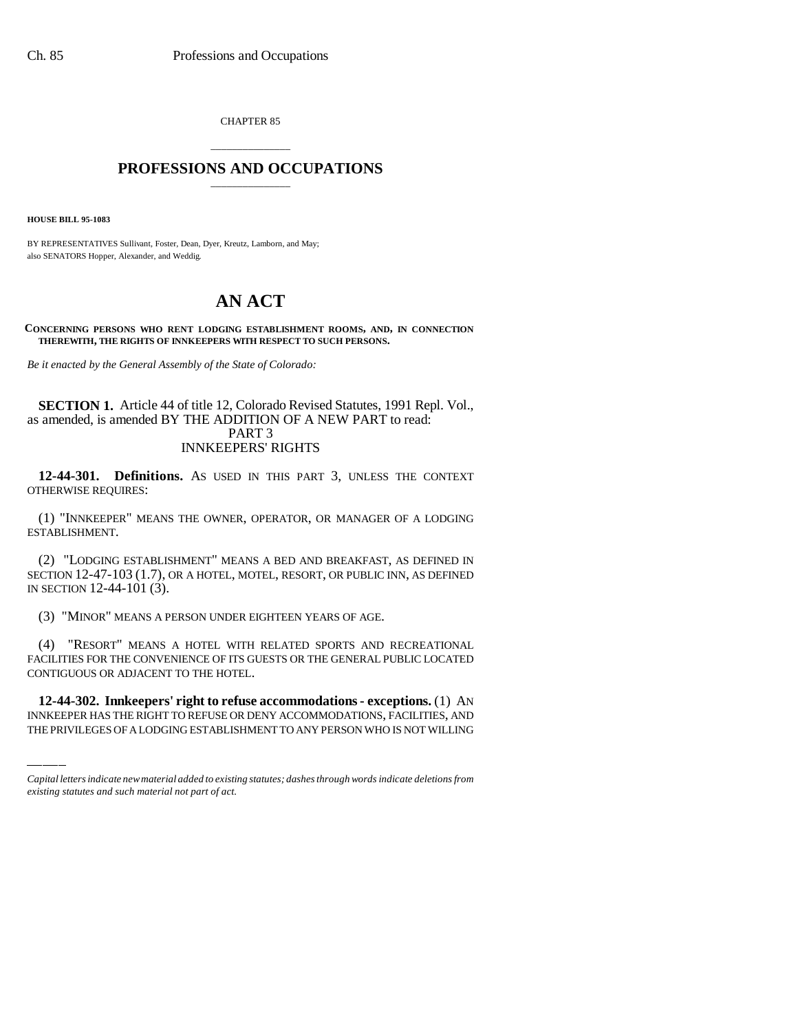CHAPTER 85

# PROFESSIONS AND OCCUPATIONS

**HOUSE BILL 95-1083**

BY REPRESENTATIVES Sullivant, Foster, Dean, Dyer, Kreutz, Lamborn, and May;
also SENATORS Hopper, Alexander, and Weddig.

# AN ACT

**CONCERNING PERSONS WHO RENT LODGING ESTABLISHMENT ROOMS, AND, IN CONNECTION THEREWITH, THE RIGHTS OF INNKEEPERS WITH RESPECT TO SUCH PERSONS.**

*Be it enacted by the General Assembly of the State of Colorado:*

**SECTION 1.** Article 44 of title 12, Colorado Revised Statutes, 1991 Repl. Vol., as amended, is amended BY THE ADDITION OF A NEW PART to read:

PART 3
INNKEEPERS' RIGHTS

**12-44-301. Definitions.** AS USED IN THIS PART 3, UNLESS THE CONTEXT OTHERWISE REQUIRES:

(1) "INNKEEPER" MEANS THE OWNER, OPERATOR, OR MANAGER OF A LODGING ESTABLISHMENT.

(2) "LODGING ESTABLISHMENT" MEANS A BED AND BREAKFAST, AS DEFINED IN SECTION 12-47-103 (1.7), OR A HOTEL, MOTEL, RESORT, OR PUBLIC INN, AS DEFINED IN SECTION 12-44-101 (3).

(3) "MINOR" MEANS A PERSON UNDER EIGHTEEN YEARS OF AGE.

(4) "RESORT" MEANS A HOTEL WITH RELATED SPORTS AND RECREATIONAL FACILITIES FOR THE CONVENIENCE OF ITS GUESTS OR THE GENERAL PUBLIC LOCATED CONTIGUOUS OR ADJACENT TO THE HOTEL.

**12-44-302. Innkeepers' right to refuse accommodations - exceptions.** (1) AN INNKEEPER HAS THE RIGHT TO REFUSE OR DENY ACCOMMODATIONS, FACILITIES, AND THE PRIVILEGES OF A LODGING ESTABLISHMENT TO ANY PERSON WHO IS NOT WILLING

*Capital letters indicate new material added to existing statutes; dashes through words indicate deletions from existing statutes and such material not part of act.*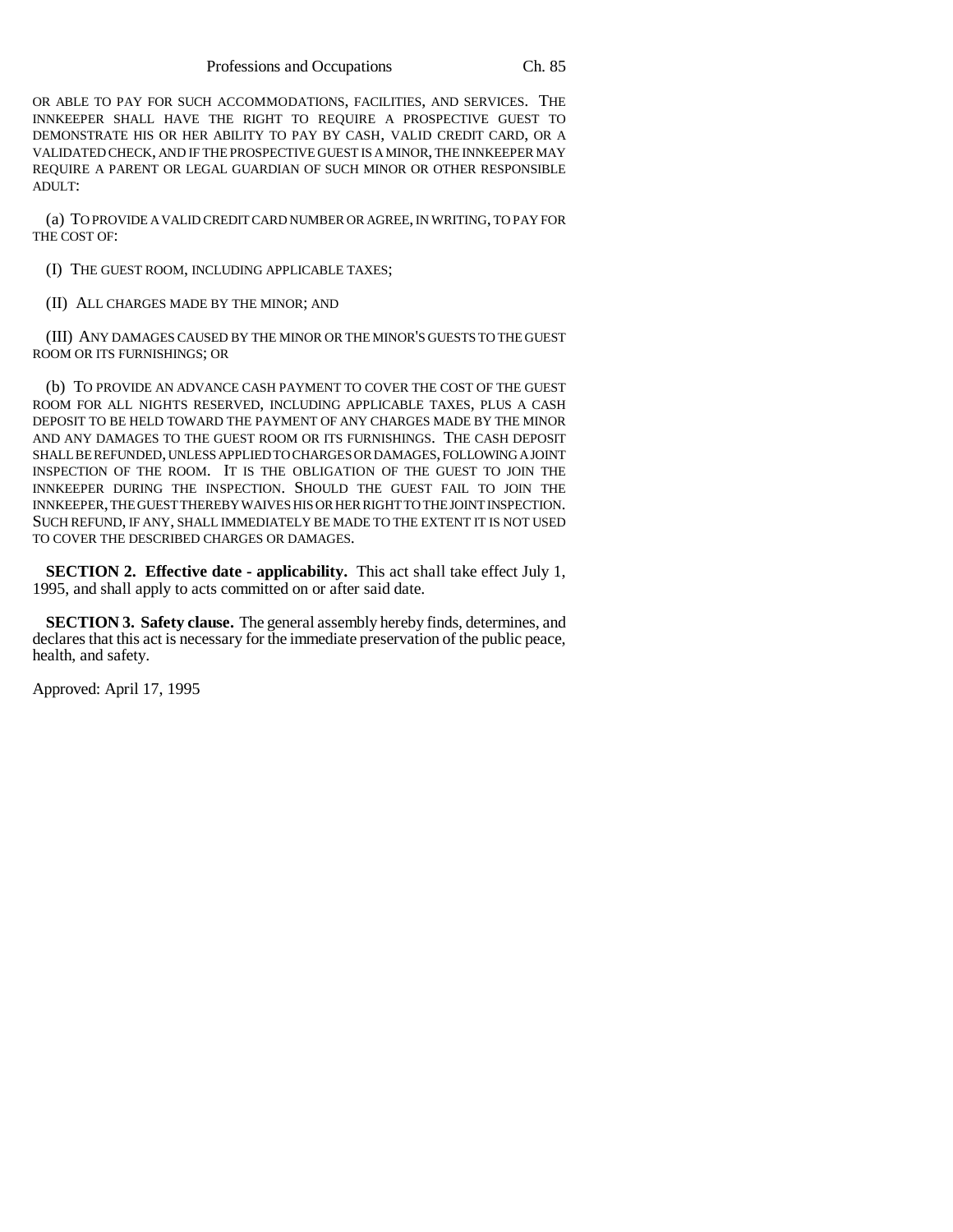OR ABLE TO PAY FOR SUCH ACCOMMODATIONS, FACILITIES, AND SERVICES. THE INNKEEPER SHALL HAVE THE RIGHT TO REQUIRE A PROSPECTIVE GUEST TO DEMONSTRATE HIS OR HER ABILITY TO PAY BY CASH, VALID CREDIT CARD, OR A VALIDATED CHECK, AND IF THE PROSPECTIVE GUEST IS A MINOR, THE INNKEEPER MAY REQUIRE A PARENT OR LEGAL GUARDIAN OF SUCH MINOR OR OTHER RESPONSIBLE ADULT:

(a) TO PROVIDE A VALID CREDIT CARD NUMBER OR AGREE, IN WRITING, TO PAY FOR THE COST OF:

(I) THE GUEST ROOM, INCLUDING APPLICABLE TAXES;

(II) ALL CHARGES MADE BY THE MINOR; AND

(III) ANY DAMAGES CAUSED BY THE MINOR OR THE MINOR'S GUESTS TO THE GUEST ROOM OR ITS FURNISHINGS; OR

(b) TO PROVIDE AN ADVANCE CASH PAYMENT TO COVER THE COST OF THE GUEST ROOM FOR ALL NIGHTS RESERVED, INCLUDING APPLICABLE TAXES, PLUS A CASH DEPOSIT TO BE HELD TOWARD THE PAYMENT OF ANY CHARGES MADE BY THE MINOR AND ANY DAMAGES TO THE GUEST ROOM OR ITS FURNISHINGS. THE CASH DEPOSIT SHALL BE REFUNDED, UNLESS APPLIED TO CHARGES OR DAMAGES, FOLLOWING A JOINT INSPECTION OF THE ROOM. IT IS THE OBLIGATION OF THE GUEST TO JOIN THE INNKEEPER DURING THE INSPECTION. SHOULD THE GUEST FAIL TO JOIN THE INNKEEPER, THE GUEST THEREBY WAIVES HIS OR HER RIGHT TO THE JOINT INSPECTION. SUCH REFUND, IF ANY, SHALL IMMEDIATELY BE MADE TO THE EXTENT IT IS NOT USED TO COVER THE DESCRIBED CHARGES OR DAMAGES.

**SECTION 2. Effective date - applicability.** This act shall take effect July 1, 1995, and shall apply to acts committed on or after said date.

**SECTION 3. Safety clause.** The general assembly hereby finds, determines, and declares that this act is necessary for the immediate preservation of the public peace, health, and safety.

Approved: April 17, 1995